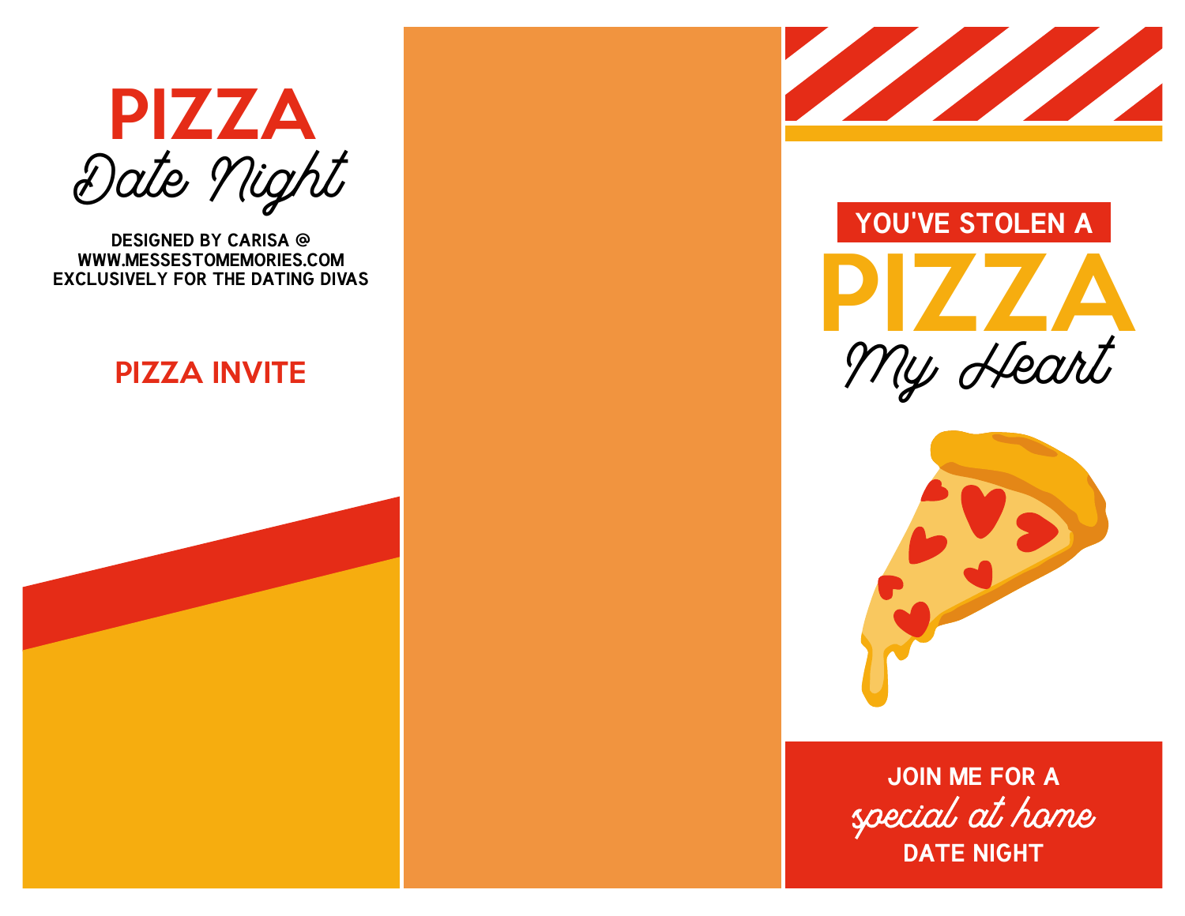# PIZZA
## Date Night

**DESIGNED BY CARISA @ WWW.MESSESTOMEMORIES.COM EXCLUSIVELY FOR THE DATING DIVAS**

**PIZZA INVITE**

**YOU'VE STOLEN A**

# PIZZA
## My Heart

**JOIN ME FOR A**
*special at home*
**DATE NIGHT**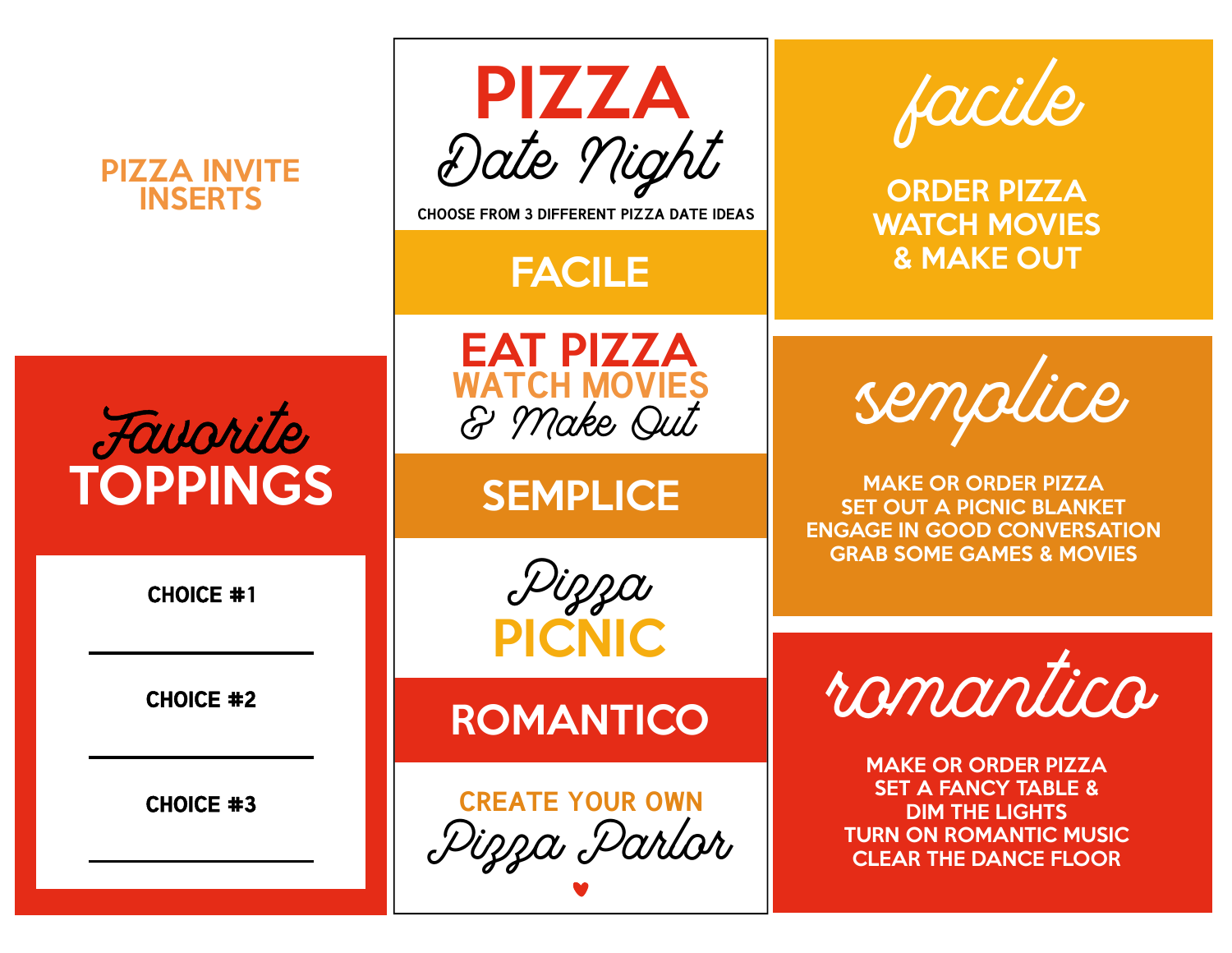## PIZZA INVITE INSERTS

# Favorite TOPPINGS

CHOICE #1

\_\_\_\_\_\_\_\_\_\_\_\_\_\_\_\_\_\_\_\_

CHOICE #2

\_\_\_\_\_\_\_\_\_\_\_\_\_\_\_\_\_\_\_\_

CHOICE #3

\_\_\_\_\_\_\_\_\_\_\_\_\_\_\_\_\_\_\_\_

# PIZZA Date Night

CHOOSE FROM 3 DIFFERENT PIZZA DATE IDEAS

## FACILE

EAT PIZZA
WATCH MOVIES
& Make Out

## SEMPLICE

Pizza
PICNIC

## ROMANTICO

CREATE YOUR OWN
Pizza Parlor

♥

## facile

ORDER PIZZA
WATCH MOVIES
& MAKE OUT

## semplice

MAKE OR ORDER PIZZA
SET OUT A PICNIC BLANKET
ENGAGE IN GOOD CONVERSATION
GRAB SOME GAMES & MOVIES

## romantico

MAKE OR ORDER PIZZA
SET A FANCY TABLE &
DIM THE LIGHTS
TURN ON ROMANTIC MUSIC
CLEAR THE DANCE FLOOR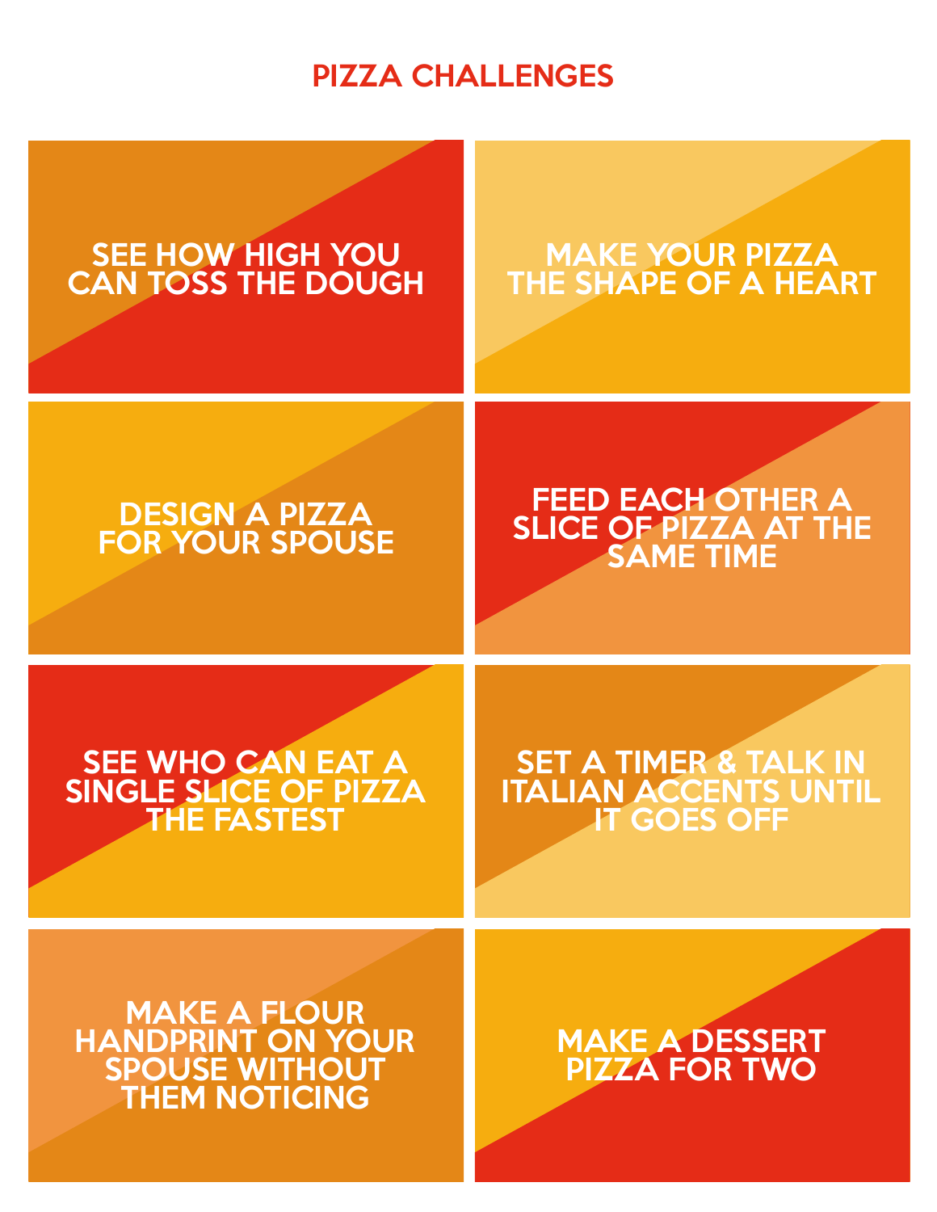# PIZZA CHALLENGES

- SEE HOW HIGH YOU CAN TOSS THE DOUGH
- MAKE YOUR PIZZA THE SHAPE OF A HEART
- DESIGN A PIZZA FOR YOUR SPOUSE
- FEED EACH OTHER A SLICE OF PIZZA AT THE SAME TIME
- SEE WHO CAN EAT A SINGLE SLICE OF PIZZA THE FASTEST
- SET A TIMER & TALK IN ITALIAN ACCENTS UNTIL IT GOES OFF
- MAKE A FLOUR HANDPRINT ON YOUR SPOUSE WITHOUT THEM NOTICING
- MAKE A DESSERT PIZZA FOR TWO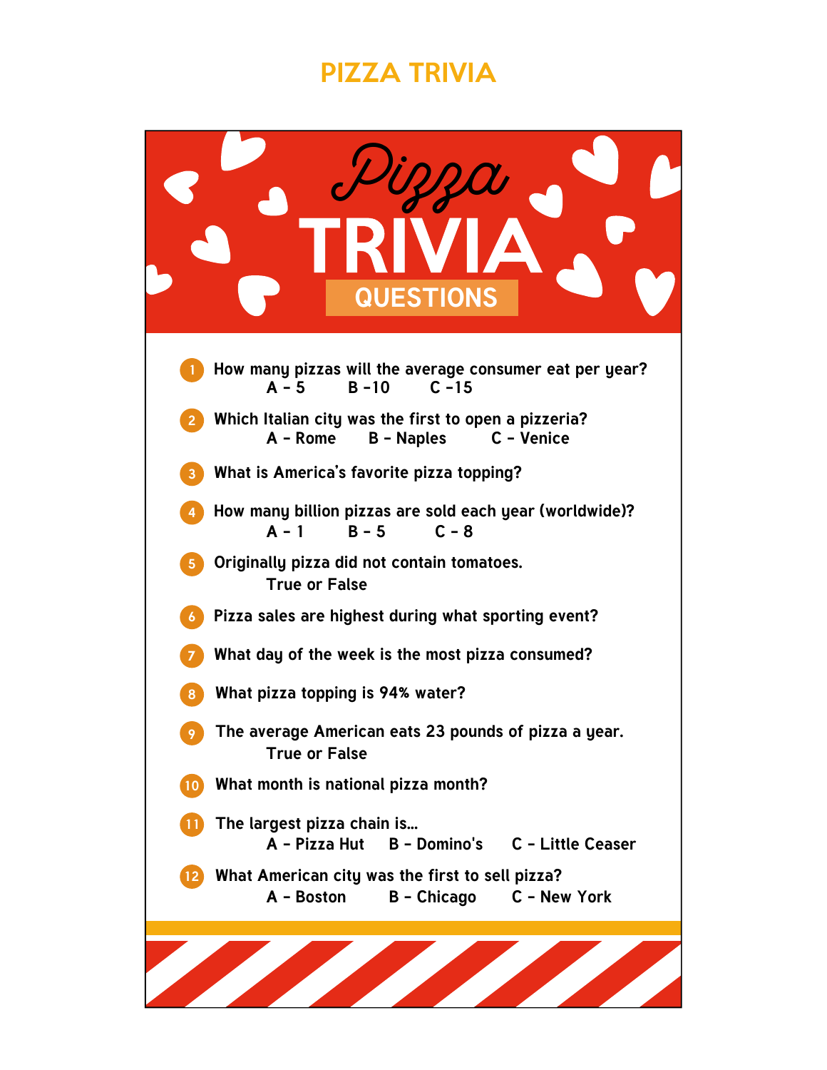# PIZZA TRIVIA

## Pizza TRIVIA QUESTIONS

1. How many pizzas will the average consumer eat per year?
   A - 5 B -10 C -15
2. Which Italian city was the first to open a pizzeria?
   A - Rome B - Naples C - Venice
3. What is America's favorite pizza topping?
4. How many billion pizzas are sold each year (worldwide)?
   A - 1 B - 5 C - 8
5. Originally pizza did not contain tomatoes.
   True or False
6. Pizza sales are highest during what sporting event?
7. What day of the week is the most pizza consumed?
8. What pizza topping is 94% water?
9. The average American eats 23 pounds of pizza a year.
   True or False
10. What month is national pizza month?
11. The largest pizza chain is...
    A - Pizza Hut B - Domino's C - Little Ceaser
12. What American city was the first to sell pizza?
    A - Boston B - Chicago C - New York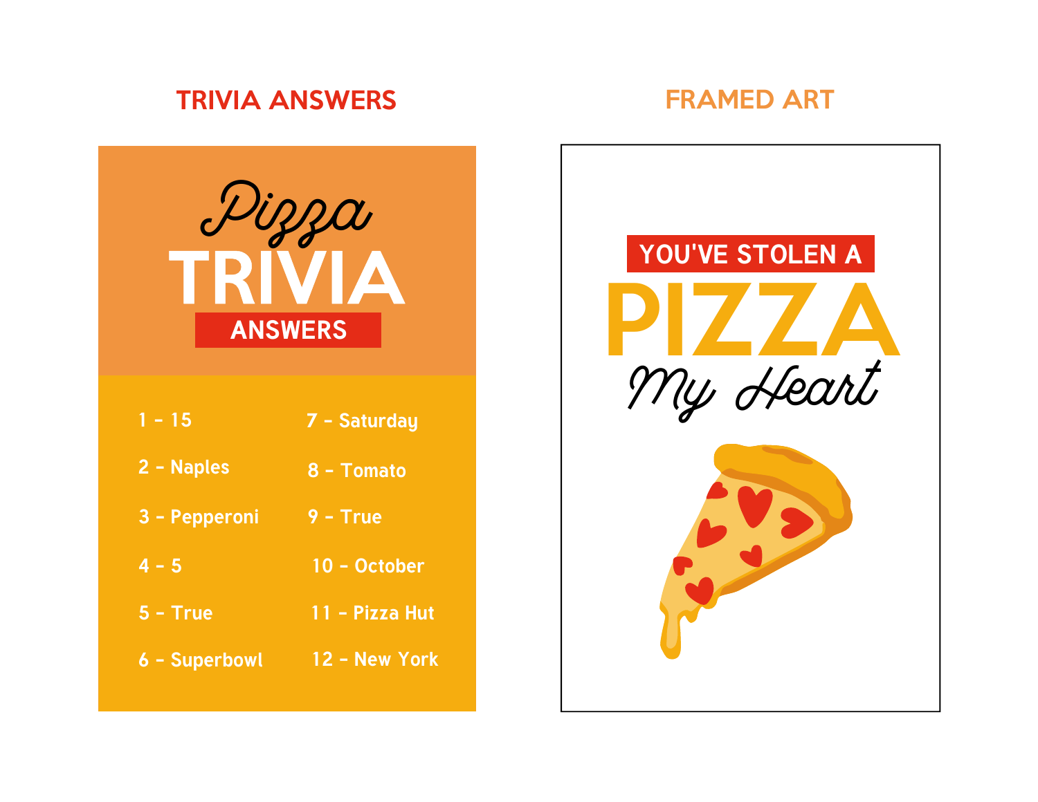## TRIVIA ANSWERS

Pizza

# TRIVIA

ANSWERS

1 - 15

2 - Naples

3 - Pepperoni

4 - 5

5 - True

6 - Superbowl

7 - Saturday

8 - Tomato

9 - True

10 - October

11 - Pizza Hut

12 - New York

## FRAMED ART

YOU'VE STOLEN A

# PIZZA

My Heart